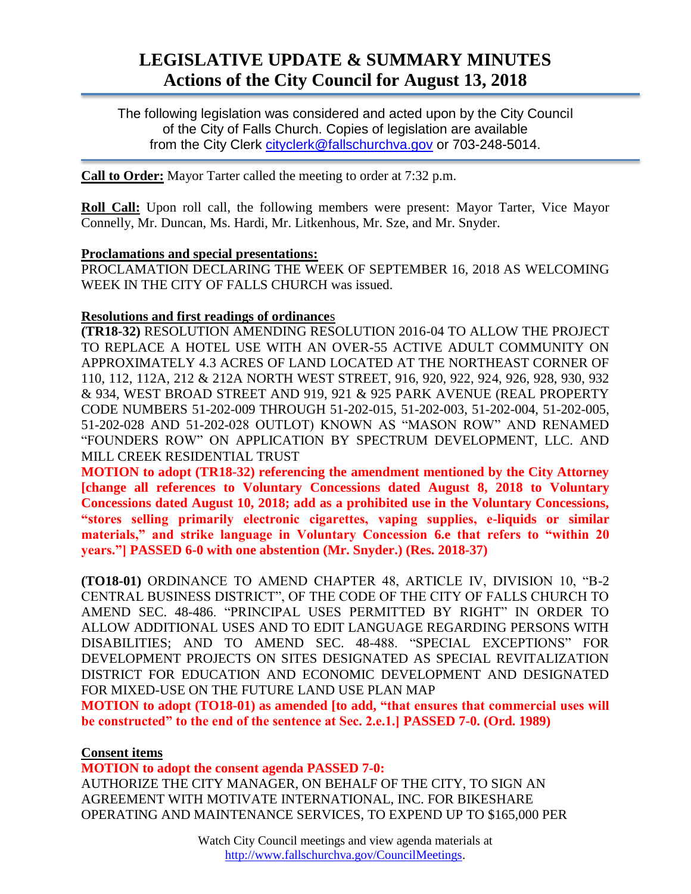# LEGISLATIVE UPDATE & SUMMARY MINUTES
## Actions of the City Council for August 13, 2018

The following legislation was considered and acted upon by the City Council of the City of Falls Church. Copies of legislation are available from the City Clerk cityclerk@fallschurchva.gov or 703-248-5014.

**Call to Order:** Mayor Tarter called the meeting to order at 7:32 p.m.

**Roll Call:** Upon roll call, the following members were present: Mayor Tarter, Vice Mayor Connelly, Mr. Duncan, Ms. Hardi, Mr. Litkenhous, Mr. Sze, and Mr. Snyder.

**Proclamations and special presentations:**
PROCLAMATION DECLARING THE WEEK OF SEPTEMBER 16, 2018 AS WELCOMING WEEK IN THE CITY OF FALLS CHURCH was issued.

**Resolutions and first readings of ordinances**
**(TR18-32)** RESOLUTION AMENDING RESOLUTION 2016-04 TO ALLOW THE PROJECT TO REPLACE A HOTEL USE WITH AN OVER-55 ACTIVE ADULT COMMUNITY ON APPROXIMATELY 4.3 ACRES OF LAND LOCATED AT THE NORTHEAST CORNER OF 110, 112, 112A, 212 & 212A NORTH WEST STREET, 916, 920, 922, 924, 926, 928, 930, 932 & 934, WEST BROAD STREET AND 919, 921 & 925 PARK AVENUE (REAL PROPERTY CODE NUMBERS 51-202-009 THROUGH 51-202-015, 51-202-003, 51-202-004, 51-202-005, 51-202-028 AND 51-202-028 OUTLOT) KNOWN AS "MASON ROW" AND RENAMED "FOUNDERS ROW" ON APPLICATION BY SPECTRUM DEVELOPMENT, LLC. AND MILL CREEK RESIDENTIAL TRUST
**MOTION to adopt (TR18-32) referencing the amendment mentioned by the City Attorney [change all references to Voluntary Concessions dated August 8, 2018 to Voluntary Concessions dated August 10, 2018; add as a prohibited use in the Voluntary Concessions, "stores selling primarily electronic cigarettes, vaping supplies, e-liquids or similar materials," and strike language in Voluntary Concession 6.e that refers to "within 20 years."] PASSED 6-0 with one abstention (Mr. Snyder.) (Res. 2018-37)**

**(TO18-01)** ORDINANCE TO AMEND CHAPTER 48, ARTICLE IV, DIVISION 10, "B-2 CENTRAL BUSINESS DISTRICT", OF THE CODE OF THE CITY OF FALLS CHURCH TO AMEND SEC. 48-486. "PRINCIPAL USES PERMITTED BY RIGHT" IN ORDER TO ALLOW ADDITIONAL USES AND TO EDIT LANGUAGE REGARDING PERSONS WITH DISABILITIES; AND TO AMEND SEC. 48-488. "SPECIAL EXCEPTIONS" FOR DEVELOPMENT PROJECTS ON SITES DESIGNATED AS SPECIAL REVITALIZATION DISTRICT FOR EDUCATION AND ECONOMIC DEVELOPMENT AND DESIGNATED FOR MIXED-USE ON THE FUTURE LAND USE PLAN MAP
**MOTION to adopt (TO18-01) as amended [to add, "that ensures that commercial uses will be constructed" to the end of the sentence at Sec. 2.e.1.] PASSED 7-0. (Ord. 1989)**

**Consent items**
**MOTION to adopt the consent agenda PASSED 7-0:**
AUTHORIZE THE CITY MANAGER, ON BEHALF OF THE CITY, TO SIGN AN AGREEMENT WITH MOTIVATE INTERNATIONAL, INC. FOR BIKESHARE OPERATING AND MAINTENANCE SERVICES, TO EXPEND UP TO $165,000 PER

Watch City Council meetings and view agenda materials at http://www.fallschurchva.gov/CouncilMeetings.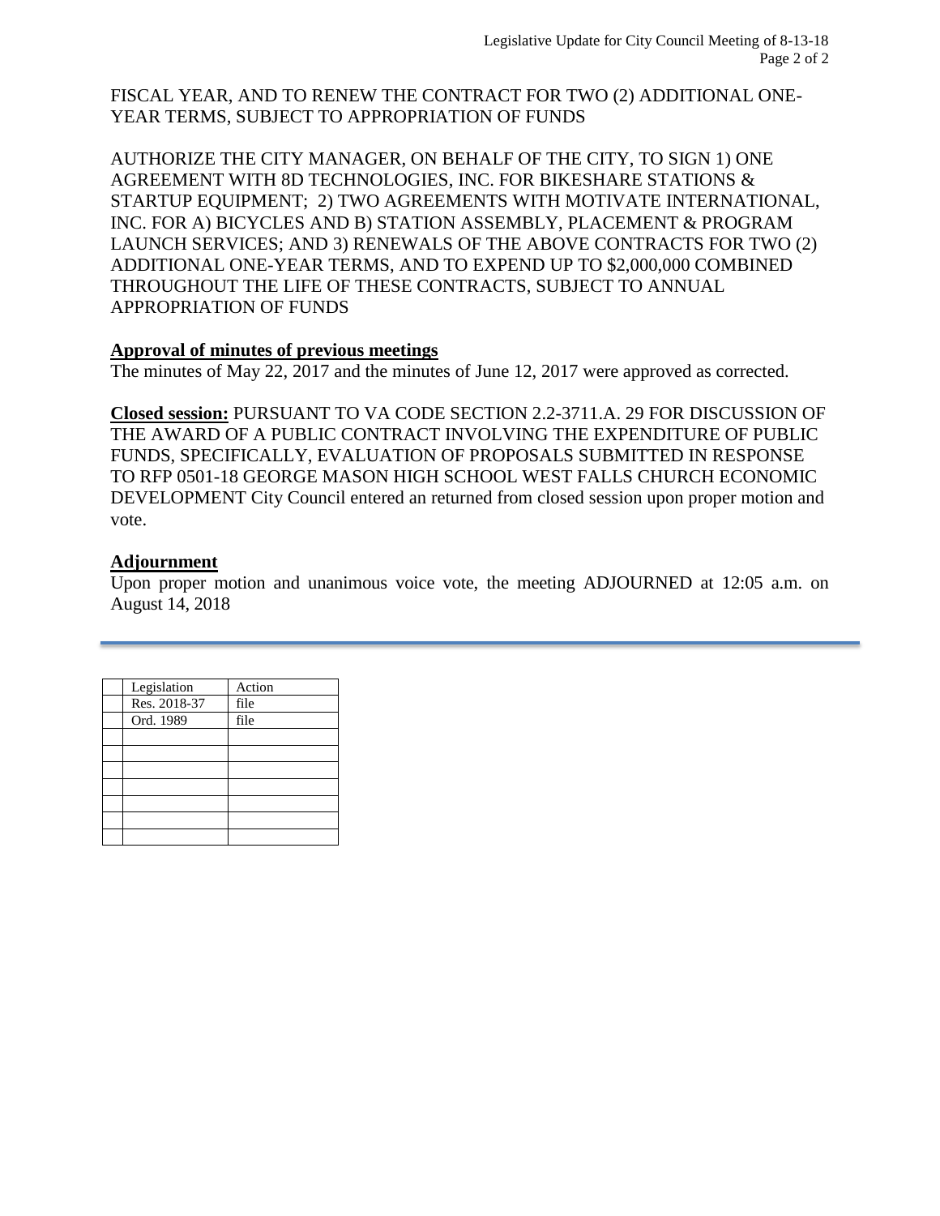FISCAL YEAR, AND TO RENEW THE CONTRACT FOR TWO (2) ADDITIONAL ONE-YEAR TERMS, SUBJECT TO APPROPRIATION OF FUNDS

AUTHORIZE THE CITY MANAGER, ON BEHALF OF THE CITY, TO SIGN 1) ONE AGREEMENT WITH 8D TECHNOLOGIES, INC. FOR BIKESHARE STATIONS & STARTUP EQUIPMENT; 2) TWO AGREEMENTS WITH MOTIVATE INTERNATIONAL, INC. FOR A) BICYCLES AND B) STATION ASSEMBLY, PLACEMENT & PROGRAM LAUNCH SERVICES; AND 3) RENEWALS OF THE ABOVE CONTRACTS FOR TWO (2) ADDITIONAL ONE-YEAR TERMS, AND TO EXPEND UP TO $2,000,000 COMBINED THROUGHOUT THE LIFE OF THESE CONTRACTS, SUBJECT TO ANNUAL APPROPRIATION OF FUNDS

**Approval of minutes of previous meetings**

The minutes of May 22, 2017 and the minutes of June 12, 2017 were approved as corrected.

**Closed session:** PURSUANT TO VA CODE SECTION 2.2-3711.A. 29 FOR DISCUSSION OF THE AWARD OF A PUBLIC CONTRACT INVOLVING THE EXPENDITURE OF PUBLIC FUNDS, SPECIFICALLY, EVALUATION OF PROPOSALS SUBMITTED IN RESPONSE TO RFP 0501-18 GEORGE MASON HIGH SCHOOL WEST FALLS CHURCH ECONOMIC DEVELOPMENT City Council entered an returned from closed session upon proper motion and vote.

**Adjournment**

Upon proper motion and unanimous voice vote, the meeting ADJOURNED at 12:05 a.m. on August 14, 2018

| | Legislation | Action |
|---|---|---|
| | Res. 2018-37 | file |
| | Ord. 1989 | file |
| | | |
| | | |
| | | |
| | | |
| | | |
| | | |
| | | |